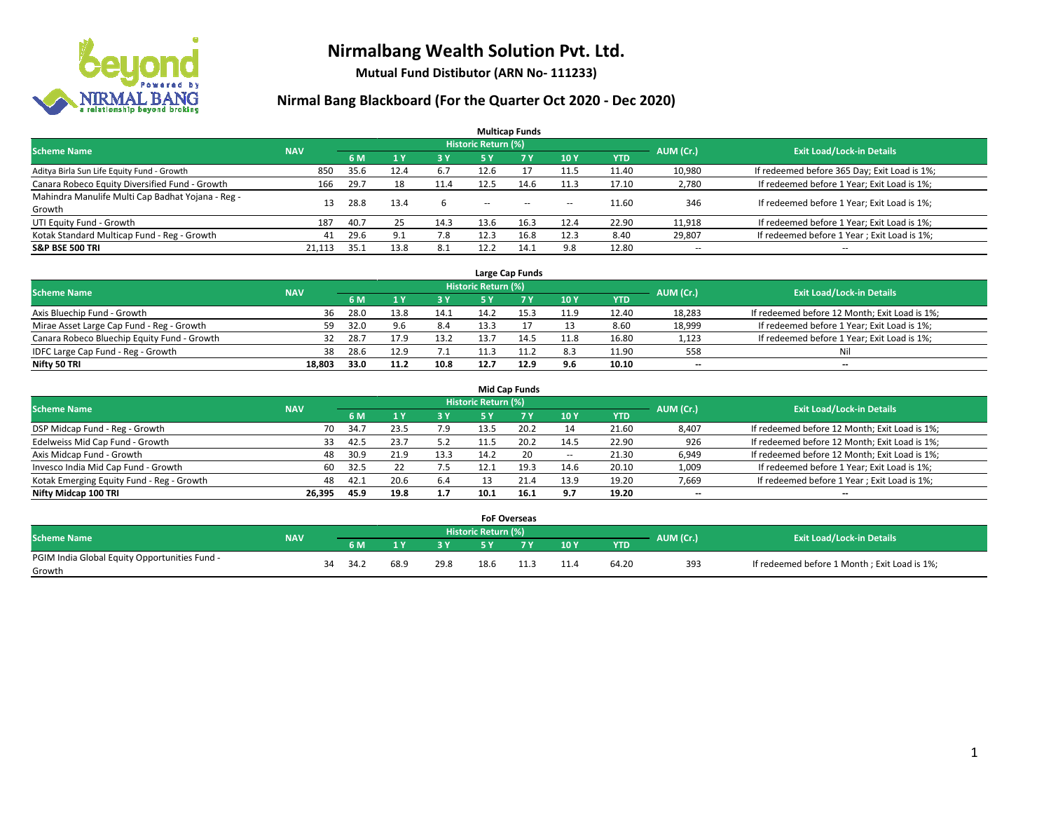# Nirmalbang Wealth Solution Pvt. Ltd.

**Mutual Fund Distibutor (ARN No- 111233)**

## Nirmal Bang Blackboard (For the Quarter Oct 2020 - Dec 2020)

### Multicap Funds

| Scheme Name | NAV | Historic Return (%) | | | | | | | AUM (Cr.) | Exit Load/Lock-in Details |
|---|---|---|---|---|---|---|---|---|---|---|
| | | 6 M | 1 Y | 3 Y | 5 Y | 7 Y | 10 Y | YTD | | |
| Aditya Birla Sun Life Equity Fund - Growth | 850 | 35.6 | 12.4 | 6.7 | 12.6 | 17 | 11.5 | 11.40 | 10,980 | If redeemed before 365 Day; Exit Load is 1%; |
| Canara Robeco Equity Diversified Fund - Growth | 166 | 29.7 | 18 | 11.4 | 12.5 | 14.6 | 11.3 | 17.10 | 2,780 | If redeemed before 1 Year; Exit Load is 1%; |
| Mahindra Manulife Multi Cap Badhat Yojana - Reg - Growth | 13 | 28.8 | 13.4 | 6 | -- | -- | -- | 11.60 | 346 | If redeemed before 1 Year; Exit Load is 1%; |
| UTI Equity Fund - Growth | 187 | 40.7 | 25 | 14.3 | 13.6 | 16.3 | 12.4 | 22.90 | 11,918 | If redeemed before 1 Year; Exit Load is 1%; |
| Kotak Standard Multicap Fund - Reg - Growth | 41 | 29.6 | 9.1 | 7.8 | 12.3 | 16.8 | 12.3 | 8.40 | 29,807 | If redeemed before 1 Year ; Exit Load is 1%; |
| **S&P BSE 500 TRI** | **21,113** | **35.1** | **13.8** | **8.1** | **12.2** | **14.1** | **9.8** | **12.80** | -- | -- |

### Large Cap Funds

| Scheme Name | NAV | Historic Return (%) | | | | | | | AUM (Cr.) | Exit Load/Lock-in Details |
|---|---|---|---|---|---|---|---|---|---|---|
| | | 6 M | 1 Y | 3 Y | 5 Y | 7 Y | 10 Y | YTD | | |
| Axis Bluechip Fund - Growth | 36 | 28.0 | 13.8 | 14.1 | 14.2 | 15.3 | 11.9 | 12.40 | 18,283 | If redeemed before 12 Month; Exit Load is 1%; |
| Mirae Asset Large Cap Fund - Reg - Growth | 59 | 32.0 | 9.6 | 8.4 | 13.3 | 17 | 13 | 8.60 | 18,999 | If redeemed before 1 Year; Exit Load is 1%; |
| Canara Robeco Bluechip Equity Fund - Growth | 32 | 28.7 | 17.9 | 13.2 | 13.7 | 14.5 | 11.8 | 16.80 | 1,123 | If redeemed before 1 Year; Exit Load is 1%; |
| IDFC Large Cap Fund - Reg - Growth | 38 | 28.6 | 12.9 | 7.1 | 11.3 | 11.2 | 8.3 | 11.90 | 558 | Nil |
| **Nifty 50 TRI** | **18,803** | **33.0** | **11.2** | **10.8** | **12.7** | **12.9** | **9.6** | **10.10** | **--** | **--** |

### Mid Cap Funds

| Scheme Name | NAV | Historic Return (%) | | | | | | | AUM (Cr.) | Exit Load/Lock-in Details |
|---|---|---|---|---|---|---|---|---|---|---|
| | | 6 M | 1 Y | 3 Y | 5 Y | 7 Y | 10 Y | YTD | | |
| DSP Midcap Fund - Reg - Growth | 70 | 34.7 | 23.5 | 7.9 | 13.5 | 20.2 | 14 | 21.60 | 8,407 | If redeemed before 12 Month; Exit Load is 1%; |
| Edelweiss Mid Cap Fund - Growth | 33 | 42.5 | 23.7 | 5.2 | 11.5 | 20.2 | 14.5 | 22.90 | 926 | If redeemed before 12 Month; Exit Load is 1%; |
| Axis Midcap Fund - Growth | 48 | 30.9 | 21.9 | 13.3 | 14.2 | 20 | -- | 21.30 | 6,949 | If redeemed before 12 Month; Exit Load is 1%; |
| Invesco India Mid Cap Fund - Growth | 60 | 32.5 | 22 | 7.5 | 12.1 | 19.3 | 14.6 | 20.10 | 1,009 | If redeemed before 1 Year; Exit Load is 1%; |
| Kotak Emerging Equity Fund - Reg - Growth | 48 | 42.1 | 20.6 | 6.4 | 13 | 21.4 | 13.9 | 19.20 | 7,669 | If redeemed before 1 Year ; Exit Load is 1%; |
| **Nifty Midcap 100 TRI** | **26,395** | **45.9** | **19.8** | **1.7** | **10.1** | **16.1** | **9.7** | **19.20** | **--** | **--** |

### FoF Overseas

| Scheme Name | NAV | Historic Return (%) | | | | | | | AUM (Cr.) | Exit Load/Lock-in Details |
|---|---|---|---|---|---|---|---|---|---|---|
| | | 6 M | 1 Y | 3 Y | 5 Y | 7 Y | 10 Y | YTD | | |
| PGIM India Global Equity Opportunities Fund - Growth | 34 | 34.2 | 68.9 | 29.8 | 18.6 | 11.3 | 11.4 | 64.20 | 393 | If redeemed before 1 Month ; Exit Load is 1%; |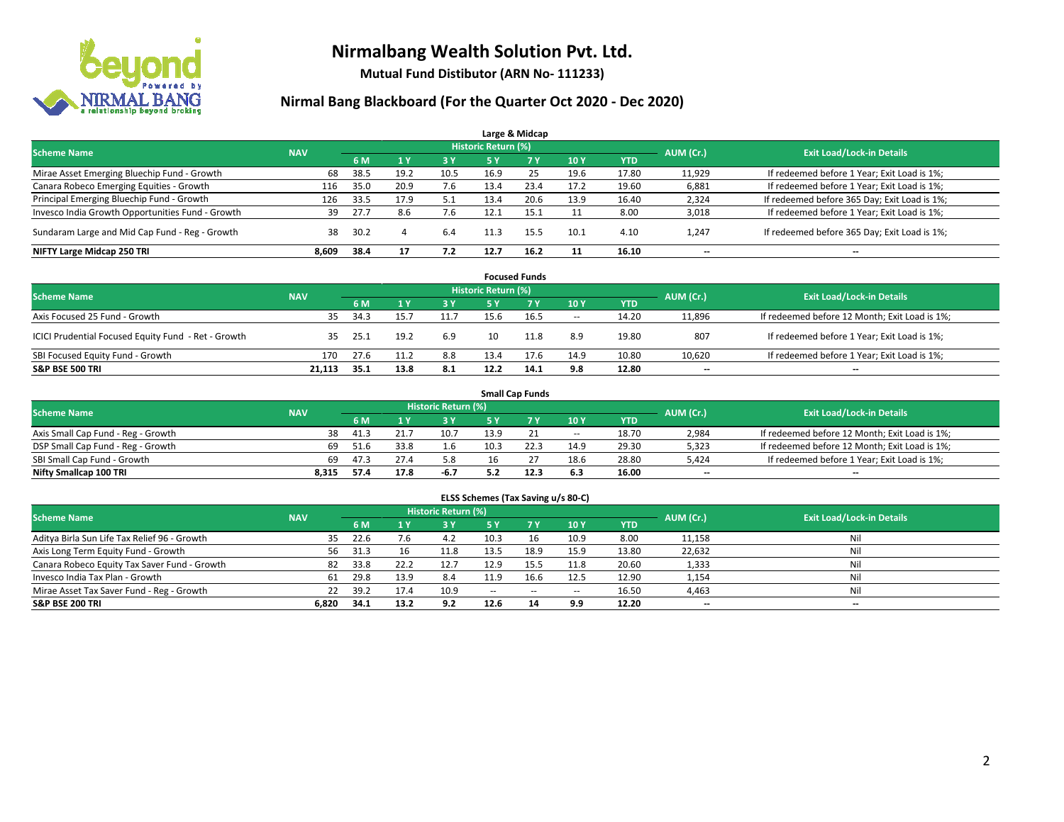# Nirmalbang Wealth Solution Pvt. Ltd.

**Mutual Fund Distibutor (ARN No- 111233)**

## Nirmal Bang Blackboard (For the Quarter Oct 2020 - Dec 2020)

### Large & Midcap

| Scheme Name | NAV | Historic Return (%) | | | | | | | AUM (Cr.) | Exit Load/Lock-in Details |
|---|---|---|---|---|---|---|---|---|---|---|
| | | 6 M | 1 Y | 3 Y | 5 Y | 7 Y | 10 Y | YTD | | |
| Mirae Asset Emerging Bluechip Fund - Growth | 68 | 38.5 | 19.2 | 10.5 | 16.9 | 25 | 19.6 | 17.80 | 11,929 | If redeemed before 1 Year; Exit Load is 1%; |
| Canara Robeco Emerging Equities - Growth | 116 | 35.0 | 20.9 | 7.6 | 13.4 | 23.4 | 17.2 | 19.60 | 6,881 | If redeemed before 1 Year; Exit Load is 1%; |
| Principal Emerging Bluechip Fund - Growth | 126 | 33.5 | 17.9 | 5.1 | 13.4 | 20.6 | 13.9 | 16.40 | 2,324 | If redeemed before 365 Day; Exit Load is 1%; |
| Invesco India Growth Opportunities Fund - Growth | 39 | 27.7 | 8.6 | 7.6 | 12.1 | 15.1 | 11 | 8.00 | 3,018 | If redeemed before 1 Year; Exit Load is 1%; |
| Sundaram Large and Mid Cap Fund - Reg - Growth | 38 | 30.2 | 4 | 6.4 | 11.3 | 15.5 | 10.1 | 4.10 | 1,247 | If redeemed before 365 Day; Exit Load is 1%; |
| **NIFTY Large Midcap 250 TRI** | **8,609** | **38.4** | **17** | **7.2** | **12.7** | **16.2** | **11** | **16.10** | **--** | **--** |

### Focused Funds

| Scheme Name | NAV | Historic Return (%) | | | | | | | AUM (Cr.) | Exit Load/Lock-in Details |
|---|---|---|---|---|---|---|---|---|---|---|
| | | 6 M | 1 Y | 3 Y | 5 Y | 7 Y | 10 Y | YTD | | |
| Axis Focused 25 Fund - Growth | 35 | 34.3 | 15.7 | 11.7 | 15.6 | 16.5 | -- | 14.20 | 11,896 | If redeemed before 12 Month; Exit Load is 1%; |
| ICICI Prudential Focused Equity Fund - Ret - Growth | 35 | 25.1 | 19.2 | 6.9 | 10 | 11.8 | 8.9 | 19.80 | 807 | If redeemed before 1 Year; Exit Load is 1%; |
| SBI Focused Equity Fund - Growth | 170 | 27.6 | 11.2 | 8.8 | 13.4 | 17.6 | 14.9 | 10.80 | 10,620 | If redeemed before 1 Year; Exit Load is 1%; |
| **S&P BSE 500 TRI** | **21,113** | **35.1** | **13.8** | **8.1** | **12.2** | **14.1** | **9.8** | **12.80** | **--** | **--** |

### Small Cap Funds

| Scheme Name | NAV | Historic Return (%) | | | | | | | AUM (Cr.) | Exit Load/Lock-in Details |
|---|---|---|---|---|---|---|---|---|---|---|
| | | 6 M | 1 Y | 3 Y | 5 Y | 7 Y | 10 Y | YTD | | |
| Axis Small Cap Fund - Reg - Growth | 38 | 41.3 | 21.7 | 10.7 | 13.9 | 21 | -- | 18.70 | 2,984 | If redeemed before 12 Month; Exit Load is 1%; |
| DSP Small Cap Fund - Reg - Growth | 69 | 51.6 | 33.8 | 1.6 | 10.3 | 22.3 | 14.9 | 29.30 | 5,323 | If redeemed before 12 Month; Exit Load is 1%; |
| SBI Small Cap Fund - Growth | 69 | 47.3 | 27.4 | 5.8 | 16 | 27 | 18.6 | 28.80 | 5,424 | If redeemed before 1 Year; Exit Load is 1%; |
| **Nifty Smallcap 100 TRI** | **8,315** | **57.4** | **17.8** | **-6.7** | **5.2** | **12.3** | **6.3** | **16.00** | **--** | **--** |

### ELSS Schemes (Tax Saving u/s 80-C)

| Scheme Name | NAV | Historic Return (%) | | | | | | | AUM (Cr.) | Exit Load/Lock-in Details |
|---|---|---|---|---|---|---|---|---|---|---|
| | | 6 M | 1 Y | 3 Y | 5 Y | 7 Y | 10 Y | YTD | | |
| Aditya Birla Sun Life Tax Relief 96 - Growth | 35 | 22.6 | 7.6 | 4.2 | 10.3 | 16 | 10.9 | 8.00 | 11,158 | Nil |
| Axis Long Term Equity Fund - Growth | 56 | 31.3 | 16 | 11.8 | 13.5 | 18.9 | 15.9 | 13.80 | 22,632 | Nil |
| Canara Robeco Equity Tax Saver Fund - Growth | 82 | 33.8 | 22.2 | 12.7 | 12.9 | 15.5 | 11.8 | 20.60 | 1,333 | Nil |
| Invesco India Tax Plan - Growth | 61 | 29.8 | 13.9 | 8.4 | 11.9 | 16.6 | 12.5 | 12.90 | 1,154 | Nil |
| Mirae Asset Tax Saver Fund - Reg - Growth | 22 | 39.2 | 17.4 | 10.9 | -- | -- | -- | 16.50 | 4,463 | Nil |
| **S&P BSE 200 TRI** | **6,820** | **34.1** | **13.2** | **9.2** | **12.6** | **14** | **9.9** | **12.20** | **--** | **--** |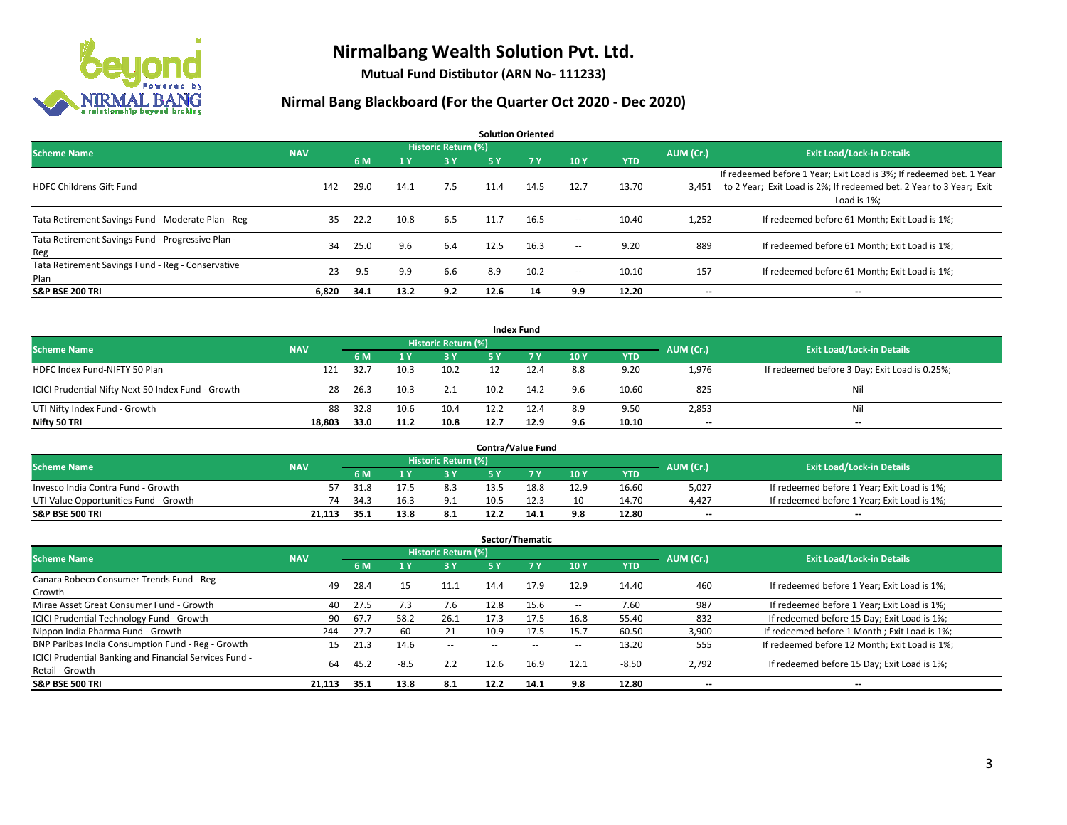# Nirmalbang Wealth Solution Pvt. Ltd.

**Mutual Fund Distibutor (ARN No- 111233)**

## Nirmal Bang Blackboard (For the Quarter Oct 2020 - Dec 2020)

### Solution Oriented

| Scheme Name | NAV | Historic Return (%) | | | | | | | AUM (Cr.) | Exit Load/Lock-in Details |
|---|---|---|---|---|---|---|---|---|---|---|
| | | 6 M | 1 Y | 3 Y | 5 Y | 7 Y | 10 Y | YTD | | |
| HDFC Childrens Gift Fund | 142 | 29.0 | 14.1 | 7.5 | 11.4 | 14.5 | 12.7 | 13.70 | 3,451 | If redeemed before 1 Year; Exit Load is 3%; If redeemed bet. 1 Year to 2 Year; Exit Load is 2%; If redeemed bet. 2 Year to 3 Year; Exit Load is 1%; |
| Tata Retirement Savings Fund - Moderate Plan - Reg | 35 | 22.2 | 10.8 | 6.5 | 11.7 | 16.5 | -- | 10.40 | 1,252 | If redeemed before 61 Month; Exit Load is 1%; |
| Tata Retirement Savings Fund - Progressive Plan - Reg | 34 | 25.0 | 9.6 | 6.4 | 12.5 | 16.3 | -- | 9.20 | 889 | If redeemed before 61 Month; Exit Load is 1%; |
| Tata Retirement Savings Fund - Reg - Conservative Plan | 23 | 9.5 | 9.9 | 6.6 | 8.9 | 10.2 | -- | 10.10 | 157 | If redeemed before 61 Month; Exit Load is 1%; |
| **S&P BSE 200 TRI** | **6,820** | **34.1** | **13.2** | **9.2** | **12.6** | **14** | **9.9** | **12.20** | **--** | **--** |

### Index Fund

| Scheme Name | NAV | Historic Return (%) | | | | | | | AUM (Cr.) | Exit Load/Lock-in Details |
|---|---|---|---|---|---|---|---|---|---|---|
| | | 6 M | 1 Y | 3 Y | 5 Y | 7 Y | 10 Y | YTD | | |
| HDFC Index Fund-NIFTY 50 Plan | 121 | 32.7 | 10.3 | 10.2 | 12 | 12.4 | 8.8 | 9.20 | 1,976 | If redeemed before 3 Day; Exit Load is 0.25%; |
| ICICI Prudential Nifty Next 50 Index Fund - Growth | 28 | 26.3 | 10.3 | 2.1 | 10.2 | 14.2 | 9.6 | 10.60 | 825 | Nil |
| UTI Nifty Index Fund - Growth | 88 | 32.8 | 10.6 | 10.4 | 12.2 | 12.4 | 8.9 | 9.50 | 2,853 | Nil |
| **Nifty 50 TRI** | **18,803** | **33.0** | **11.2** | **10.8** | **12.7** | **12.9** | **9.6** | **10.10** | **--** | **--** |

### Contra/Value Fund

| Scheme Name | NAV | Historic Return (%) | | | | | | | AUM (Cr.) | Exit Load/Lock-in Details |
|---|---|---|---|---|---|---|---|---|---|---|
| | | 6 M | 1 Y | 3 Y | 5 Y | 7 Y | 10 Y | YTD | | |
| Invesco India Contra Fund - Growth | 57 | 31.8 | 17.5 | 8.3 | 13.5 | 18.8 | 12.9 | 16.60 | 5,027 | If redeemed before 1 Year; Exit Load is 1%; |
| UTI Value Opportunities Fund - Growth | 74 | 34.3 | 16.3 | 9.1 | 10.5 | 12.3 | 10 | 14.70 | 4,427 | If redeemed before 1 Year; Exit Load is 1%; |
| **S&P BSE 500 TRI** | **21,113** | **35.1** | **13.8** | **8.1** | **12.2** | **14.1** | **9.8** | **12.80** | **--** | **--** |

### Sector/Thematic

| Scheme Name | NAV | Historic Return (%) | | | | | | | AUM (Cr.) | Exit Load/Lock-in Details |
|---|---|---|---|---|---|---|---|---|---|---|
| | | 6 M | 1 Y | 3 Y | 5 Y | 7 Y | 10 Y | YTD | | |
| Canara Robeco Consumer Trends Fund - Reg - Growth | 49 | 28.4 | 15 | 11.1 | 14.4 | 17.9 | 12.9 | 14.40 | 460 | If redeemed before 1 Year; Exit Load is 1%; |
| Mirae Asset Great Consumer Fund - Growth | 40 | 27.5 | 7.3 | 7.6 | 12.8 | 15.6 | -- | 7.60 | 987 | If redeemed before 1 Year; Exit Load is 1%; |
| ICICI Prudential Technology Fund - Growth | 90 | 67.7 | 58.2 | 26.1 | 17.3 | 17.5 | 16.8 | 55.40 | 832 | If redeemed before 15 Day; Exit Load is 1%; |
| Nippon India Pharma Fund - Growth | 244 | 27.7 | 60 | 21 | 10.9 | 17.5 | 15.7 | 60.50 | 3,900 | If redeemed before 1 Month ; Exit Load is 1%; |
| BNP Paribas India Consumption Fund - Reg - Growth | 15 | 21.3 | 14.6 | -- | -- | -- | -- | 13.20 | 555 | If redeemed before 12 Month; Exit Load is 1%; |
| ICICI Prudential Banking and Financial Services Fund - Retail - Growth | 64 | 45.2 | -8.5 | 2.2 | 12.6 | 16.9 | 12.1 | -8.50 | 2,792 | If redeemed before 15 Day; Exit Load is 1%; |
| **S&P BSE 500 TRI** | **21,113** | **35.1** | **13.8** | **8.1** | **12.2** | **14.1** | **9.8** | **12.80** | **--** | **--** |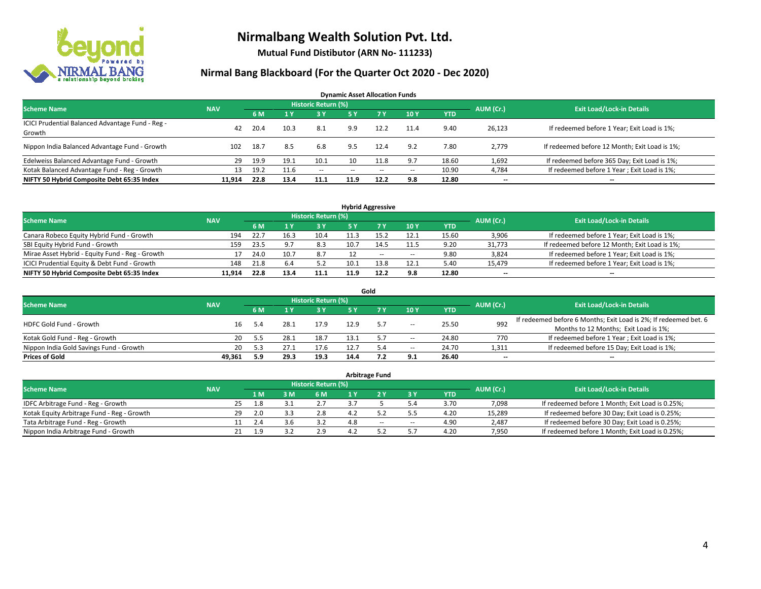# Nirmalbang Wealth Solution Pvt. Ltd.

**Mutual Fund Distibutor (ARN No- 111233)**

## Nirmal Bang Blackboard (For the Quarter Oct 2020 - Dec 2020)

### Dynamic Asset Allocation Funds

| Scheme Name | NAV | Historic Return (%) | | | | | | | AUM (Cr.) | Exit Load/Lock-in Details |
|---|---|---|---|---|---|---|---|---|---|---|
| | | 6 M | 1 Y | 3 Y | 5 Y | 7 Y | 10 Y | YTD | | |
| ICICI Prudential Balanced Advantage Fund - Reg - Growth | 42 | 20.4 | 10.3 | 8.1 | 9.9 | 12.2 | 11.4 | 9.40 | 26,123 | If redeemed before 1 Year; Exit Load is 1%; |
| Nippon India Balanced Advantage Fund - Growth | 102 | 18.7 | 8.5 | 6.8 | 9.5 | 12.4 | 9.2 | 7.80 | 2,779 | If redeemed before 12 Month; Exit Load is 1%; |
| Edelweiss Balanced Advantage Fund - Growth | 29 | 19.9 | 19.1 | 10.1 | 10 | 11.8 | 9.7 | 18.60 | 1,692 | If redeemed before 365 Day; Exit Load is 1%; |
| Kotak Balanced Advantage Fund - Reg - Growth | 13 | 19.2 | 11.6 | -- | -- | -- | -- | 10.90 | 4,784 | If redeemed before 1 Year ; Exit Load is 1%; |
| **NIFTY 50 Hybrid Composite Debt 65:35 Index** | **11,914** | **22.8** | **13.4** | **11.1** | **11.9** | **12.2** | **9.8** | **12.80** | **--** | **--** |

### Hybrid Aggressive

| Scheme Name | NAV | Historic Return (%) | | | | | | | AUM (Cr.) | Exit Load/Lock-in Details |
|---|---|---|---|---|---|---|---|---|---|---|
| | | 6 M | 1 Y | 3 Y | 5 Y | 7 Y | 10 Y | YTD | | |
| Canara Robeco Equity Hybrid Fund - Growth | 194 | 22.7 | 16.3 | 10.4 | 11.3 | 15.2 | 12.1 | 15.60 | 3,906 | If redeemed before 1 Year; Exit Load is 1%; |
| SBI Equity Hybrid Fund - Growth | 159 | 23.5 | 9.7 | 8.3 | 10.7 | 14.5 | 11.5 | 9.20 | 31,773 | If redeemed before 12 Month; Exit Load is 1%; |
| Mirae Asset Hybrid - Equity Fund - Reg - Growth | 17 | 24.0 | 10.7 | 8.7 | 12 | -- | -- | 9.80 | 3,824 | If redeemed before 1 Year; Exit Load is 1%; |
| ICICI Prudential Equity & Debt Fund - Growth | 148 | 21.8 | 6.4 | 5.2 | 10.1 | 13.8 | 12.1 | 5.40 | 15,479 | If redeemed before 1 Year; Exit Load is 1%; |
| **NIFTY 50 Hybrid Composite Debt 65:35 Index** | **11,914** | **22.8** | **13.4** | **11.1** | **11.9** | **12.2** | **9.8** | **12.80** | **--** | **--** |

### Gold

| Scheme Name | NAV | Historic Return (%) | | | | | | | AUM (Cr.) | Exit Load/Lock-in Details |
|---|---|---|---|---|---|---|---|---|---|---|
| | | 6 M | 1 Y | 3 Y | 5 Y | 7 Y | 10 Y | YTD | | |
| HDFC Gold Fund - Growth | 16 | 5.4 | 28.1 | 17.9 | 12.9 | 5.7 | -- | 25.50 | 992 | If redeemed before 6 Months; Exit Load is 2%; If redeemed bet. 6 Months to 12 Months; Exit Load is 1%; |
| Kotak Gold Fund - Reg - Growth | 20 | 5.5 | 28.1 | 18.7 | 13.1 | 5.7 | -- | 24.80 | 770 | If redeemed before 1 Year ; Exit Load is 1%; |
| Nippon India Gold Savings Fund - Growth | 20 | 5.3 | 27.1 | 17.6 | 12.7 | 5.4 | -- | 24.70 | 1,311 | If redeemed before 15 Day; Exit Load is 1%; |
| **Prices of Gold** | **49,361** | **5.9** | **29.3** | **19.3** | **14.4** | **7.2** | **9.1** | **26.40** | **--** | **--** |

### Arbitrage Fund

| Scheme Name | NAV | Historic Return (%) | | | | | | | AUM (Cr.) | Exit Load/Lock-in Details |
|---|---|---|---|---|---|---|---|---|---|---|
| | | 1 M | 3 M | 6 M | 1 Y | 2 Y | 3 Y | YTD | | |
| IDFC Arbitrage Fund - Reg - Growth | 25 | 1.8 | 3.1 | 2.7 | 3.7 | 5 | 5.4 | 3.70 | 7,098 | If redeemed before 1 Month; Exit Load is 0.25%; |
| Kotak Equity Arbitrage Fund - Reg - Growth | 29 | 2.0 | 3.3 | 2.8 | 4.2 | 5.2 | 5.5 | 4.20 | 15,289 | If redeemed before 30 Day; Exit Load is 0.25%; |
| Tata Arbitrage Fund - Reg - Growth | 11 | 2.4 | 3.6 | 3.2 | 4.8 | -- | -- | 4.90 | 2,487 | If redeemed before 30 Day; Exit Load is 0.25%; |
| Nippon India Arbitrage Fund - Growth | 21 | 1.9 | 3.2 | 2.9 | 4.2 | 5.2 | 5.7 | 4.20 | 7,950 | If redeemed before 1 Month; Exit Load is 0.25%; |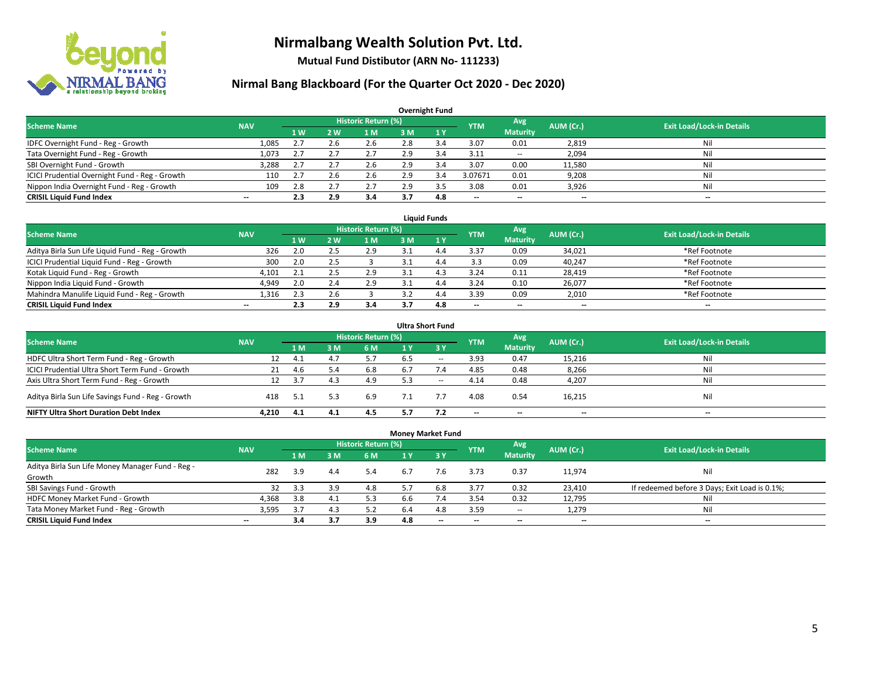# Nirmalbang Wealth Solution Pvt. Ltd.

**Mutual Fund Distibutor (ARN No- 111233)**

## Nirmal Bang Blackboard (For the Quarter Oct 2020 - Dec 2020)

### Overnight Fund

| Scheme Name | NAV | Historic Return (%) | | | | | YTM | Avg Maturity | AUM (Cr.) | Exit Load/Lock-in Details |
|---|---|---|---|---|---|---|---|---|---|---|
| | | 1 W | 2 W | 1 M | 3 M | 1 Y | | | | |
| IDFC Overnight Fund - Reg - Growth | 1,085 | 2.7 | 2.6 | 2.6 | 2.8 | 3.4 | 3.07 | 0.01 | 2,819 | Nil |
| Tata Overnight Fund - Reg - Growth | 1,073 | 2.7 | 2.7 | 2.7 | 2.9 | 3.4 | 3.11 | -- | 2,094 | Nil |
| SBI Overnight Fund - Growth | 3,288 | 2.7 | 2.7 | 2.6 | 2.9 | 3.4 | 3.07 | 0.00 | 11,580 | Nil |
| ICICI Prudential Overnight Fund - Reg - Growth | 110 | 2.7 | 2.6 | 2.6 | 2.9 | 3.4 | 3.07671 | 0.01 | 9,208 | Nil |
| Nippon India Overnight Fund - Reg - Growth | 109 | 2.8 | 2.7 | 2.7 | 2.9 | 3.5 | 3.08 | 0.01 | 3,926 | Nil |
| **CRISIL Liquid Fund Index** | -- | **2.3** | **2.9** | **3.4** | **3.7** | **4.8** | -- | -- | -- | -- |

### Liquid Funds

| Scheme Name | NAV | Historic Return (%) | | | | | YTM | Avg Maturity | AUM (Cr.) | Exit Load/Lock-in Details |
|---|---|---|---|---|---|---|---|---|---|---|
| | | 1 W | 2 W | 1 M | 3 M | 1 Y | | | | |
| Aditya Birla Sun Life Liquid Fund - Reg - Growth | 326 | 2.0 | 2.5 | 2.9 | 3.1 | 4.4 | 3.37 | 0.09 | 34,021 | *Ref Footnote |
| ICICI Prudential Liquid Fund - Reg - Growth | 300 | 2.0 | 2.5 | 3 | 3.1 | 4.4 | 3.3 | 0.09 | 40,247 | *Ref Footnote |
| Kotak Liquid Fund - Reg - Growth | 4,101 | 2.1 | 2.5 | 2.9 | 3.1 | 4.3 | 3.24 | 0.11 | 28,419 | *Ref Footnote |
| Nippon India Liquid Fund - Growth | 4,949 | 2.0 | 2.4 | 2.9 | 3.1 | 4.4 | 3.24 | 0.10 | 26,077 | *Ref Footnote |
| Mahindra Manulife Liquid Fund - Reg - Growth | 1,316 | 2.3 | 2.6 | 3 | 3.2 | 4.4 | 3.39 | 0.09 | 2,010 | *Ref Footnote |
| **CRISIL Liquid Fund Index** | -- | **2.3** | **2.9** | **3.4** | **3.7** | **4.8** | -- | -- | -- | -- |

### Ultra Short Fund

| Scheme Name | NAV | Historic Return (%) | | | | | YTM | Avg Maturity | AUM (Cr.) | Exit Load/Lock-in Details |
|---|---|---|---|---|---|---|---|---|---|---|
| | | 1 M | 3 M | 6 M | 1 Y | 3 Y | | | | |
| HDFC Ultra Short Term Fund - Reg - Growth | 12 | 4.1 | 4.7 | 5.7 | 6.5 | -- | 3.93 | 0.47 | 15,216 | Nil |
| ICICI Prudential Ultra Short Term Fund - Growth | 21 | 4.6 | 5.4 | 6.8 | 6.7 | 7.4 | 4.85 | 0.48 | 8,266 | Nil |
| Axis Ultra Short Term Fund - Reg - Growth | 12 | 3.7 | 4.3 | 4.9 | 5.3 | -- | 4.14 | 0.48 | 4,207 | Nil |
| Aditya Birla Sun Life Savings Fund - Reg - Growth | 418 | 5.1 | 5.3 | 6.9 | 7.1 | 7.7 | 4.08 | 0.54 | 16,215 | Nil |
| **NIFTY Ultra Short Duration Debt Index** | **4,210** | **4.1** | **4.1** | **4.5** | **5.7** | **7.2** | -- | -- | -- | -- |

### Money Market Fund

| Scheme Name | NAV | Historic Return (%) | | | | | YTM | Avg Maturity | AUM (Cr.) | Exit Load/Lock-in Details |
|---|---|---|---|---|---|---|---|---|---|---|
| | | 1 M | 3 M | 6 M | 1 Y | 3 Y | | | | |
| Aditya Birla Sun Life Money Manager Fund - Reg - Growth | 282 | 3.9 | 4.4 | 5.4 | 6.7 | 7.6 | 3.73 | 0.37 | 11,974 | Nil |
| SBI Savings Fund - Growth | 32 | 3.3 | 3.9 | 4.8 | 5.7 | 6.8 | 3.77 | 0.32 | 23,410 | If redeemed before 3 Days; Exit Load is 0.1%; |
| HDFC Money Market Fund - Growth | 4,368 | 3.8 | 4.1 | 5.3 | 6.6 | 7.4 | 3.54 | 0.32 | 12,795 | Nil |
| Tata Money Market Fund - Reg - Growth | 3,595 | 3.7 | 4.3 | 5.2 | 6.4 | 4.8 | 3.59 | -- | 1,279 | Nil |
| **CRISIL Liquid Fund Index** | -- | **3.4** | **3.7** | **3.9** | **4.8** | -- | -- | -- | -- | -- |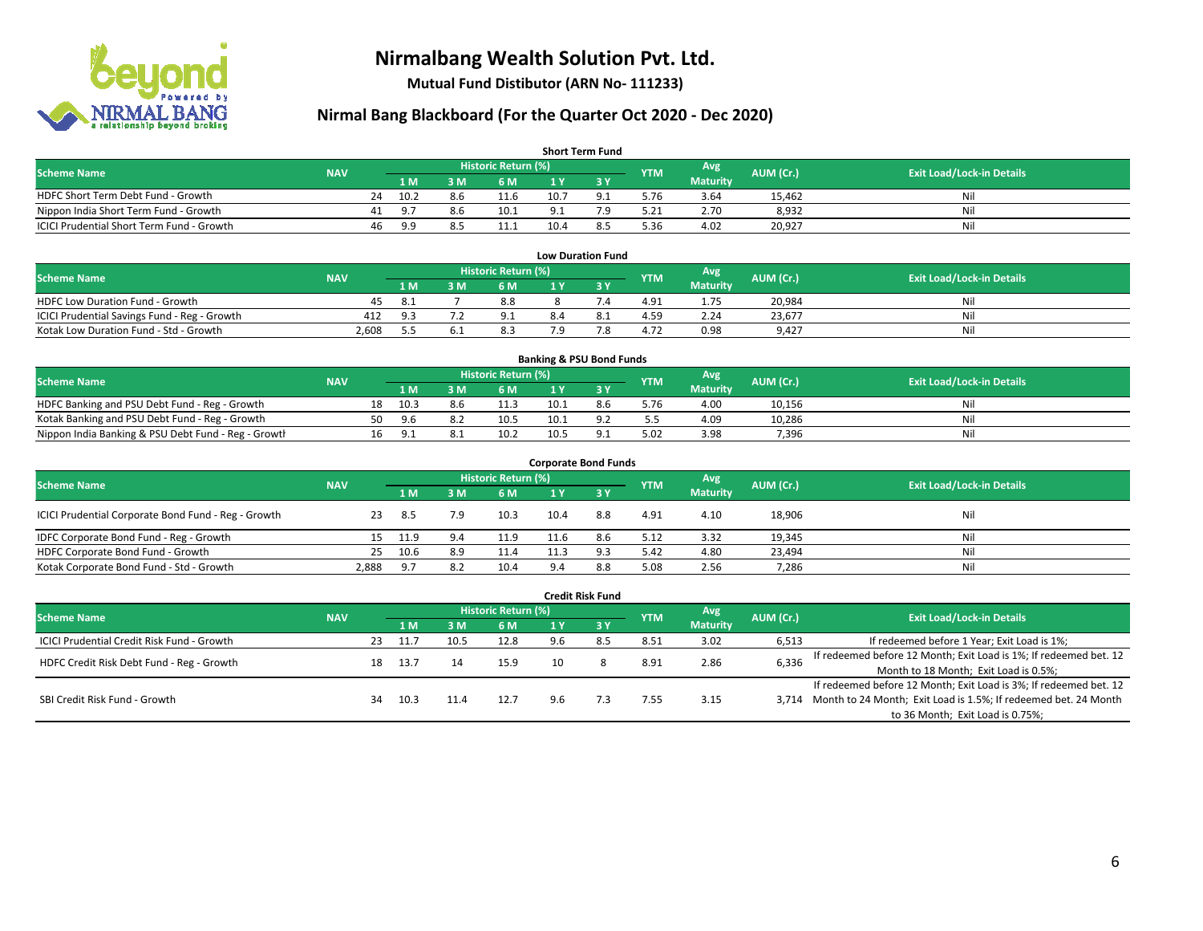# Nirmalbang Wealth Solution Pvt. Ltd.

**Mutual Fund Distibutor (ARN No- 111233)**

## Nirmal Bang Blackboard (For the Quarter Oct 2020 - Dec 2020)

### Short Term Fund

| Scheme Name | NAV | Historic Return (%) | | | | | YTM | Avg Maturity | AUM (Cr.) | Exit Load/Lock-in Details |
|---|---|---|---|---|---|---|---|---|---|---|
| | | 1 M | 3 M | 6 M | 1 Y | 3 Y | | | | |
| HDFC Short Term Debt Fund - Growth | 24 | 10.2 | 8.6 | 11.6 | 10.7 | 9.1 | 5.76 | 3.64 | 15,462 | Nil |
| Nippon India Short Term Fund - Growth | 41 | 9.7 | 8.6 | 10.1 | 9.1 | 7.9 | 5.21 | 2.70 | 8,932 | Nil |
| ICICI Prudential Short Term Fund - Growth | 46 | 9.9 | 8.5 | 11.1 | 10.4 | 8.5 | 5.36 | 4.02 | 20,927 | Nil |

### Low Duration Fund

| Scheme Name | NAV | Historic Return (%) | | | | | YTM | Avg Maturity | AUM (Cr.) | Exit Load/Lock-in Details |
|---|---|---|---|---|---|---|---|---|---|---|
| | | 1 M | 3 M | 6 M | 1 Y | 3 Y | | | | |
| HDFC Low Duration Fund - Growth | 45 | 8.1 | 7 | 8.8 | 8 | 7.4 | 4.91 | 1.75 | 20,984 | Nil |
| ICICI Prudential Savings Fund - Reg - Growth | 412 | 9.3 | 7.2 | 9.1 | 8.4 | 8.1 | 4.59 | 2.24 | 23,677 | Nil |
| Kotak Low Duration Fund - Std - Growth | 2,608 | 5.5 | 6.1 | 8.3 | 7.9 | 7.8 | 4.72 | 0.98 | 9,427 | Nil |

### Banking & PSU Bond Funds

| Scheme Name | NAV | Historic Return (%) | | | | | YTM | Avg Maturity | AUM (Cr.) | Exit Load/Lock-in Details |
|---|---|---|---|---|---|---|---|---|---|---|
| | | 1 M | 3 M | 6 M | 1 Y | 3 Y | | | | |
| HDFC Banking and PSU Debt Fund - Reg - Growth | 18 | 10.3 | 8.6 | 11.3 | 10.1 | 8.6 | 5.76 | 4.00 | 10,156 | Nil |
| Kotak Banking and PSU Debt Fund - Reg - Growth | 50 | 9.6 | 8.2 | 10.5 | 10.1 | 9.2 | 5.5 | 4.09 | 10,286 | Nil |
| Nippon India Banking & PSU Debt Fund - Reg - Growth | 16 | 9.1 | 8.1 | 10.2 | 10.5 | 9.1 | 5.02 | 3.98 | 7,396 | Nil |

### Corporate Bond Funds

| Scheme Name | NAV | Historic Return (%) | | | | | YTM | Avg Maturity | AUM (Cr.) | Exit Load/Lock-in Details |
|---|---|---|---|---|---|---|---|---|---|---|
| | | 1 M | 3 M | 6 M | 1 Y | 3 Y | | | | |
| ICICI Prudential Corporate Bond Fund - Reg - Growth | 23 | 8.5 | 7.9 | 10.3 | 10.4 | 8.8 | 4.91 | 4.10 | 18,906 | Nil |
| IDFC Corporate Bond Fund - Reg - Growth | 15 | 11.9 | 9.4 | 11.9 | 11.6 | 8.6 | 5.12 | 3.32 | 19,345 | Nil |
| HDFC Corporate Bond Fund - Growth | 25 | 10.6 | 8.9 | 11.4 | 11.3 | 9.3 | 5.42 | 4.80 | 23,494 | Nil |
| Kotak Corporate Bond Fund - Std - Growth | 2,888 | 9.7 | 8.2 | 10.4 | 9.4 | 8.8 | 5.08 | 2.56 | 7,286 | Nil |

### Credit Risk Fund

| Scheme Name | NAV | Historic Return (%) | | | | | YTM | Avg Maturity | AUM (Cr.) | Exit Load/Lock-in Details |
|---|---|---|---|---|---|---|---|---|---|---|
| | | 1 M | 3 M | 6 M | 1 Y | 3 Y | | | | |
| ICICI Prudential Credit Risk Fund - Growth | 23 | 11.7 | 10.5 | 12.8 | 9.6 | 8.5 | 8.51 | 3.02 | 6,513 | If redeemed before 1 Year; Exit Load is 1%; |
| HDFC Credit Risk Debt Fund - Reg - Growth | 18 | 13.7 | 14 | 15.9 | 10 | 8 | 8.91 | 2.86 | 6,336 | If redeemed before 12 Month; Exit Load is 1%; If redeemed bet. 12 Month to 18 Month; Exit Load is 0.5%; |
| SBI Credit Risk Fund - Growth | 34 | 10.3 | 11.4 | 12.7 | 9.6 | 7.3 | 7.55 | 3.15 | 3,714 | If redeemed before 12 Month; Exit Load is 3%; If redeemed bet. 12 Month to 24 Month; Exit Load is 1.5%; If redeemed bet. 24 Month to 36 Month; Exit Load is 0.75%; |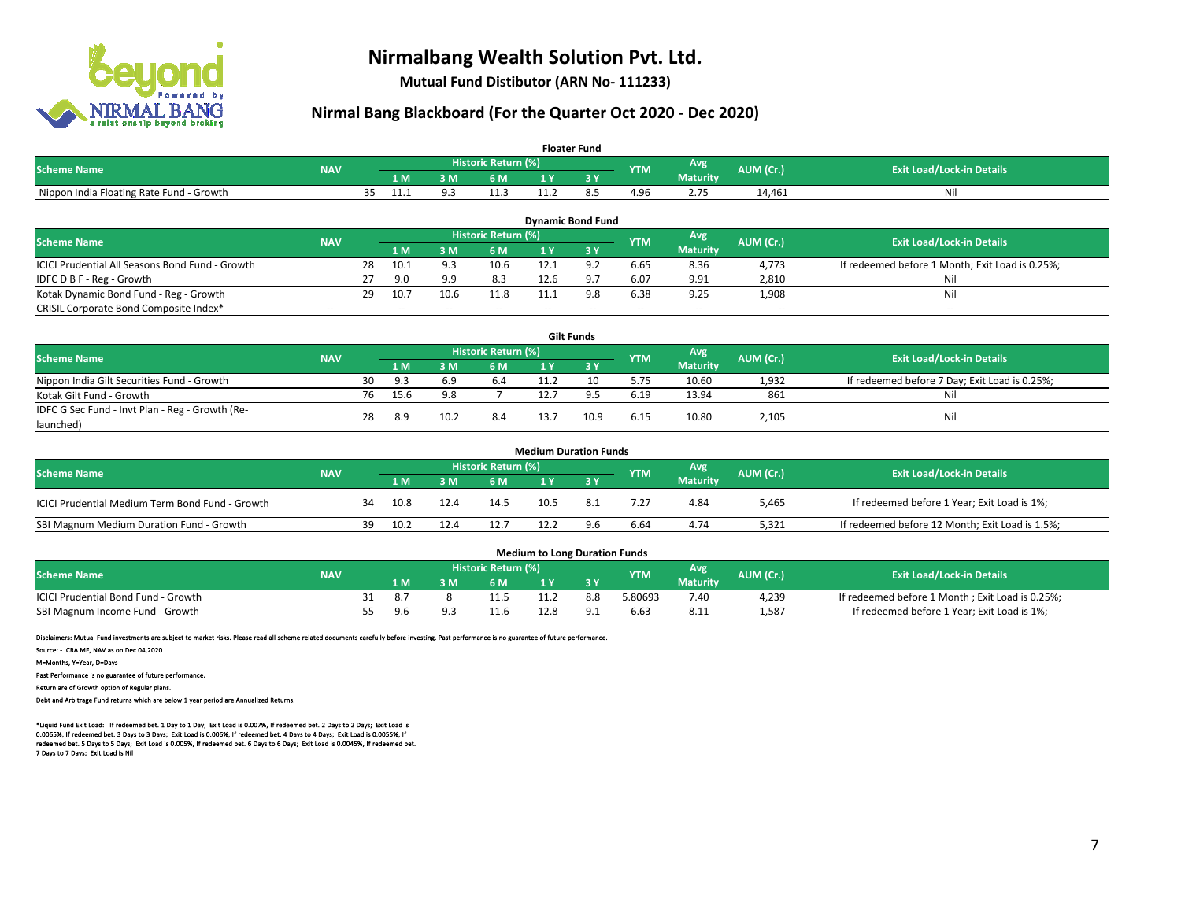# Nirmalbang Wealth Solution Pvt. Ltd.

**Mutual Fund Distibutor (ARN No- 111233)**

## Nirmal Bang Blackboard (For the Quarter Oct 2020 - Dec 2020)

### Floater Fund

| Scheme Name | NAV | Historic Return (%) | | | | | YTM | Avg Maturity | AUM (Cr.) | Exit Load/Lock-in Details |
|---|---|---|---|---|---|---|---|---|---|---|
| | | 1 M | 3 M | 6 M | 1 Y | 3 Y | | | | |
| Nippon India Floating Rate Fund - Growth | 35 | 11.1 | 9.3 | 11.3 | 11.2 | 8.5 | 4.96 | 2.75 | 14,461 | Nil |

### Dynamic Bond Fund

| Scheme Name | NAV | Historic Return (%) | | | | | YTM | Avg Maturity | AUM (Cr.) | Exit Load/Lock-in Details |
|---|---|---|---|---|---|---|---|---|---|---|
| | | 1 M | 3 M | 6 M | 1 Y | 3 Y | | | | |
| ICICI Prudential All Seasons Bond Fund - Growth | 28 | 10.1 | 9.3 | 10.6 | 12.1 | 9.2 | 6.65 | 8.36 | 4,773 | If redeemed before 1 Month; Exit Load is 0.25%; |
| IDFC D B F - Reg - Growth | 27 | 9.0 | 9.9 | 8.3 | 12.6 | 9.7 | 6.07 | 9.91 | 2,810 | Nil |
| Kotak Dynamic Bond Fund - Reg - Growth | 29 | 10.7 | 10.6 | 11.8 | 11.1 | 9.8 | 6.38 | 9.25 | 1,908 | Nil |
| CRISIL Corporate Bond Composite Index* | -- | -- | -- | -- | -- | -- | -- | -- | -- | -- |

### Gilt Funds

| Scheme Name | NAV | Historic Return (%) | | | | | YTM | Avg Maturity | AUM (Cr.) | Exit Load/Lock-in Details |
|---|---|---|---|---|---|---|---|---|---|---|
| | | 1 M | 3 M | 6 M | 1 Y | 3 Y | | | | |
| Nippon India Gilt Securities Fund - Growth | 30 | 9.3 | 6.9 | 6.4 | 11.2 | 10 | 5.75 | 10.60 | 1,932 | If redeemed before 7 Day; Exit Load is 0.25%; |
| Kotak Gilt Fund - Growth | 76 | 15.6 | 9.8 | 7 | 12.7 | 9.5 | 6.19 | 13.94 | 861 | Nil |
| IDFC G Sec Fund - Invt Plan - Reg - Growth (Re-launched) | 28 | 8.9 | 10.2 | 8.4 | 13.7 | 10.9 | 6.15 | 10.80 | 2,105 | Nil |

### Medium Duration Funds

| Scheme Name | NAV | Historic Return (%) | | | | | YTM | Avg Maturity | AUM (Cr.) | Exit Load/Lock-in Details |
|---|---|---|---|---|---|---|---|---|---|---|
| | | 1 M | 3 M | 6 M | 1 Y | 3 Y | | | | |
| ICICI Prudential Medium Term Bond Fund - Growth | 34 | 10.8 | 12.4 | 14.5 | 10.5 | 8.1 | 7.27 | 4.84 | 5,465 | If redeemed before 1 Year; Exit Load is 1%; |
| SBI Magnum Medium Duration Fund - Growth | 39 | 10.2 | 12.4 | 12.7 | 12.2 | 9.6 | 6.64 | 4.74 | 5,321 | If redeemed before 12 Month; Exit Load is 1.5%; |

### Medium to Long Duration Funds

| Scheme Name | NAV | Historic Return (%) | | | | | YTM | Avg Maturity | AUM (Cr.) | Exit Load/Lock-in Details |
|---|---|---|---|---|---|---|---|---|---|---|
| | | 1 M | 3 M | 6 M | 1 Y | 3 Y | | | | |
| ICICI Prudential Bond Fund - Growth | 31 | 8.7 | 8 | 11.5 | 11.2 | 8.8 | 5.80693 | 7.40 | 4,239 | If redeemed before 1 Month ; Exit Load is 0.25%; |
| SBI Magnum Income Fund - Growth | 55 | 9.6 | 9.3 | 11.6 | 12.8 | 9.1 | 6.63 | 8.11 | 1,587 | If redeemed before 1 Year; Exit Load is 1%; |

Disclaimers: Mutual Fund investments are subject to market risks. Please read all scheme related documents carefully before investing. Past performance is no guarantee of future performance.

Source: - ICRA MF, NAV as on Dec 04,2020

M=Months, Y=Year, D=Days

Past Performance is no guarantee of future performance.

Return are of Growth option of Regular plans.

Debt and Arbitrage Fund returns which are below 1 year period are Annualized Returns.

*Liquid Fund Exit Load: If redeemed bet. 1 Day to 1 Day; Exit Load is 0.007%, If redeemed bet. 2 Days to 2 Days; Exit Load is 0.0065%, If redeemed bet. 3 Days to 3 Days; Exit Load is 0.006%, If redeemed bet. 4 Days to 4 Days; Exit Load is 0.0055%, If redeemed bet. 5 Days to 5 Days; Exit Load is 0.005%, If redeemed bet. 6 Days to 6 Days; Exit Load is 0.0045%, If redeemed bet. 7 Days to 7 Days; Exit Load is Nil